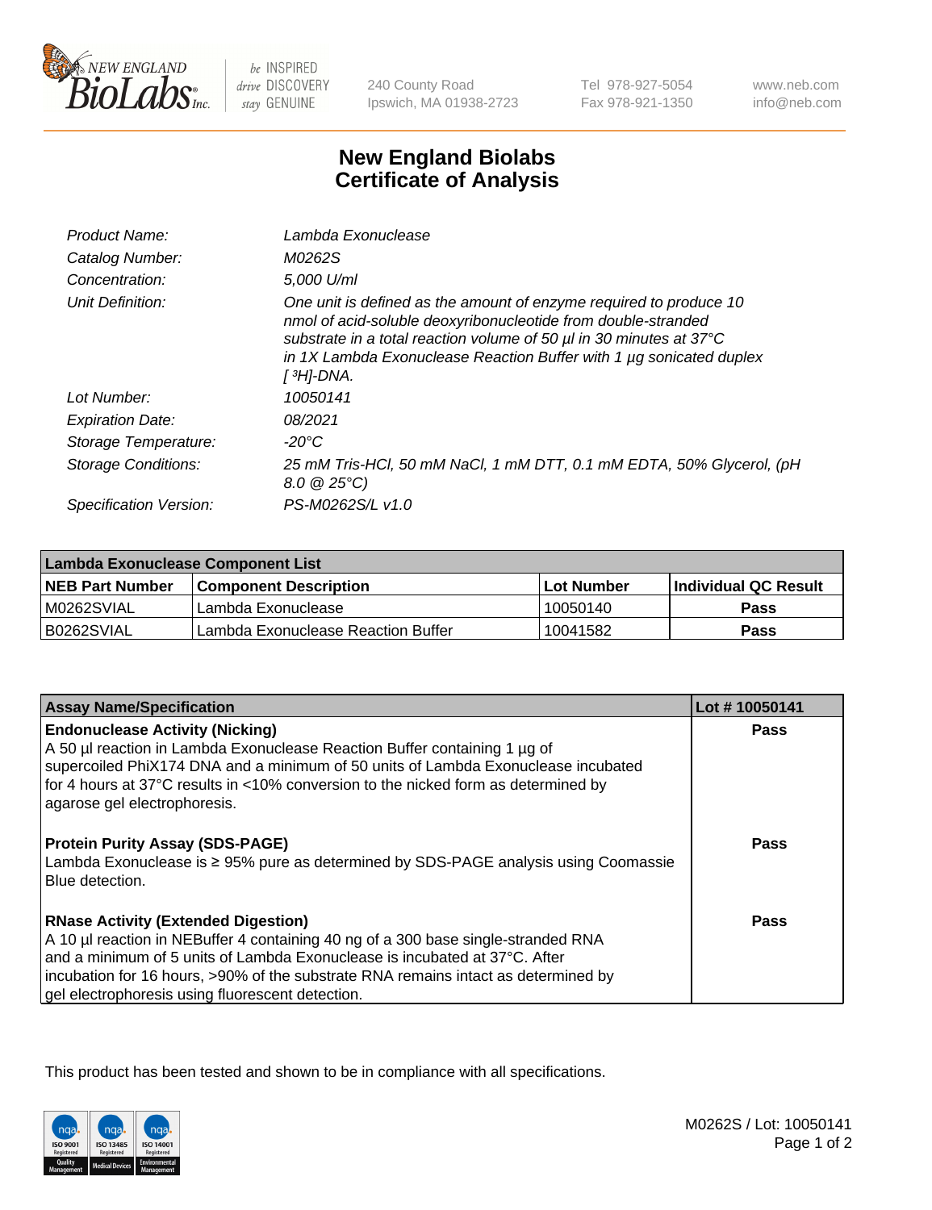New England BioLabs Inc. — be INSPIRED drive DISCOVERY stay GENUINE

240 County Road
Ipswich, MA 01938-2723

Tel 978-927-5054
Fax 978-921-1350

www.neb.com
info@neb.com

# New England Biolabs Certificate of Analysis

| | |
|---|---|
| *Product Name:* | *Lambda Exonuclease* |
| *Catalog Number:* | *M0262S* |
| *Concentration:* | *5,000 U/ml* |
| *Unit Definition:* | *One unit is defined as the amount of enzyme required to produce 10 nmol of acid-soluble deoxyribonucleotide from double-stranded substrate in a total reaction volume of 50 µl in 30 minutes at 37°C in 1X Lambda Exonuclease Reaction Buffer with 1 µg sonicated duplex [ $^{3}H$]-DNA.* |
| *Lot Number:* | *10050141* |
| *Expiration Date:* | *08/2021* |
| *Storage Temperature:* | *-20°C* |
| *Storage Conditions:* | *25 mM Tris-HCl, 50 mM NaCl, 1 mM DTT, 0.1 mM EDTA, 50% Glycerol, (pH 8.0 @ 25°C)* |
| *Specification Version:* | *PS-M0262S/L v1.0* |

| Lambda Exonuclease Component List | | | |
|---|---|---|---|
| **NEB Part Number** | **Component Description** | **Lot Number** | **Individual QC Result** |
| M0262SVIAL | Lambda Exonuclease | 10050140 | **Pass** |
| B0262SVIAL | Lambda Exonuclease Reaction Buffer | 10041582 | **Pass** |

| Assay Name/Specification | Lot # 10050141 |
|---|---|
| **Endonuclease Activity (Nicking)**<br>A 50 µl reaction in Lambda Exonuclease Reaction Buffer containing 1 µg of supercoiled PhiX174 DNA and a minimum of 50 units of Lambda Exonuclease incubated for 4 hours at 37°C results in <10% conversion to the nicked form as determined by agarose gel electrophoresis. | **Pass** |
| **Protein Purity Assay (SDS-PAGE)**<br>Lambda Exonuclease is ≥ 95% pure as determined by SDS-PAGE analysis using Coomassie Blue detection. | **Pass** |
| **RNase Activity (Extended Digestion)**<br>A 10 µl reaction in NEBuffer 4 containing 40 ng of a 300 base single-stranded RNA and a minimum of 5 units of Lambda Exonuclease is incubated at 37°C. After incubation for 16 hours, >90% of the substrate RNA remains intact as determined by gel electrophoresis using fluorescent detection. | **Pass** |

This product has been tested and shown to be in compliance with all specifications.

M0262S / Lot: 10050141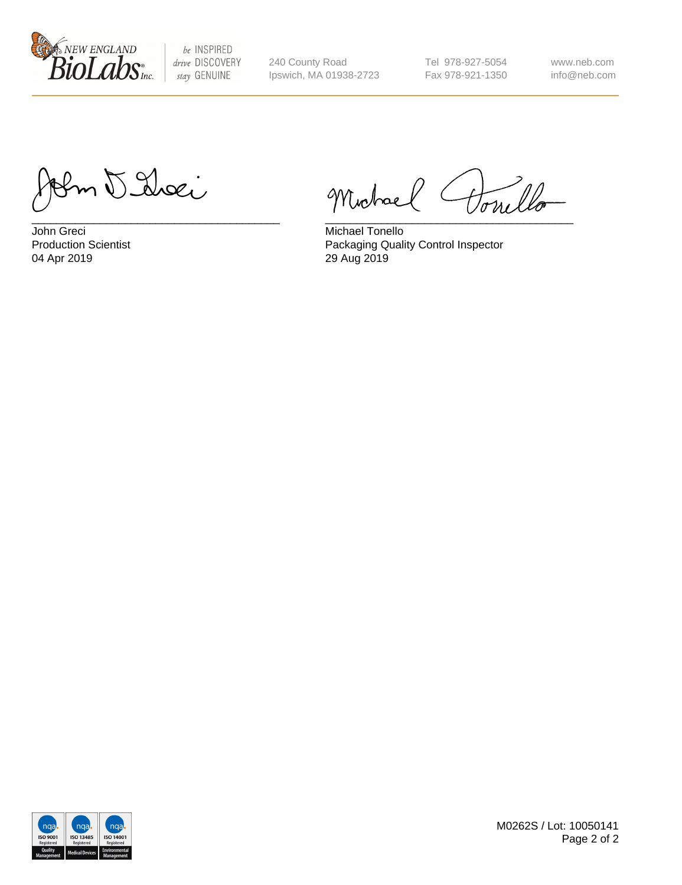NEW ENGLAND BioLabs Inc.

be INSPIRED
drive DISCOVERY
stay GENUINE

240 County Road
Ipswich, MA 01938-2723

Tel 978-927-5054
Fax 978-921-1350

www.neb.com
info@neb.com

John Greci
Production Scientist
04 Apr 2019

Michael Tonello
Packaging Quality Control Inspector
29 Aug 2019

ISO 9001 Registered Quality Management | ISO 13485 Registered Medical Devices | ISO 14001 Registered Environmental Management

M0262S / Lot: 10050141